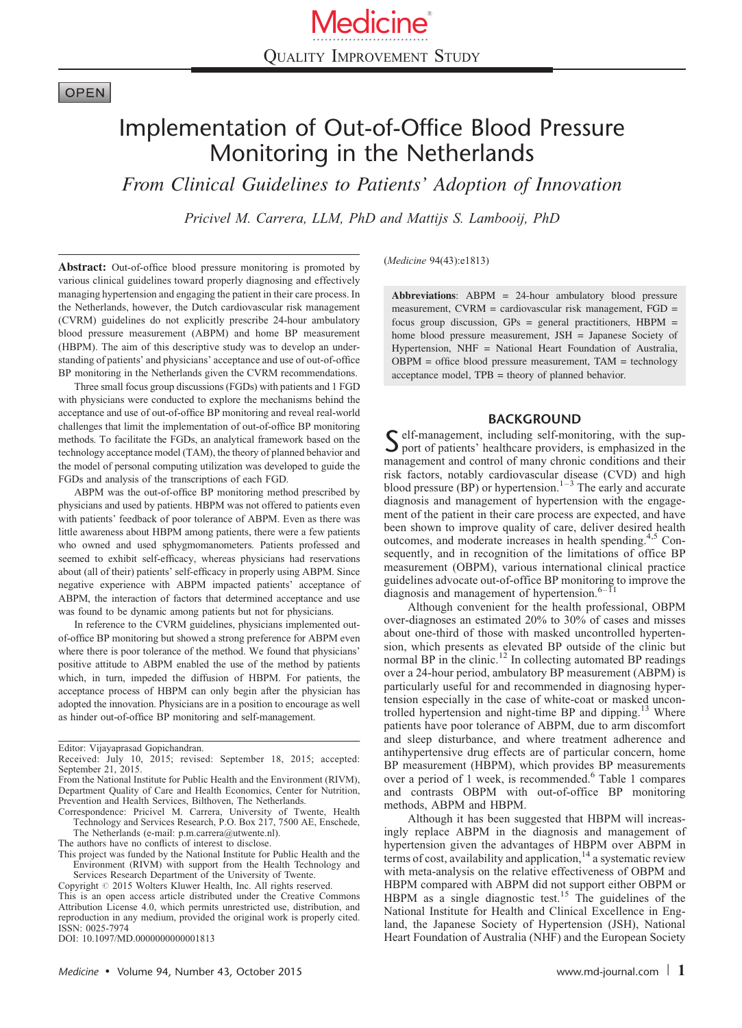QUALITY IMPROVEMENT STUDY

OPEN

# Implementation of Out-of-Office Blood Pressure Monitoring in the Netherlands

## *From Clinical Guidelines to Patients' Adoption of Innovation*

*Pricivel M. Carrera, LLM, PhD and Mattijs S. Lambooij, PhD*

**Abstract:** Out-of-office blood pressure monitoring is promoted by various clinical guidelines toward properly diagnosing and effectively managing hypertension and engaging the patient in their care process. In the Netherlands, however, the Dutch cardiovascular risk management (CVRM) guidelines do not explicitly prescribe 24-hour ambulatory blood pressure measurement (ABPM) and home BP measurement (HBPM). The aim of this descriptive study was to develop an understanding of patients' and physicians' acceptance and use of out-of-office BP monitoring in the Netherlands given the CVRM recommendations.

Three small focus group discussions (FGDs) with patients and 1 FGD with physicians were conducted to explore the mechanisms behind the acceptance and use of out-of-office BP monitoring and reveal real-world challenges that limit the implementation of out-of-office BP monitoring methods. To facilitate the FGDs, an analytical framework based on the technology acceptance model (TAM), the theory of planned behavior and the model of personal computing utilization was developed to guide the FGDs and analysis of the transcriptions of each FGD.

ABPM was the out-of-office BP monitoring method prescribed by physicians and used by patients. HBPM was not offered to patients even with patients' feedback of poor tolerance of ABPM. Even as there was little awareness about HBPM among patients, there were a few patients who owned and used sphygmomanometers. Patients professed and seemed to exhibit self-efficacy, whereas physicians had reservations about (all of their) patients' self-efficacy in properly using ABPM. Since negative experience with ABPM impacted patients' acceptance of ABPM, the interaction of factors that determined acceptance and use was found to be dynamic among patients but not for physicians.

In reference to the CVRM guidelines, physicians implemented out-of-office BP monitoring but showed a strong preference for ABPM even where there is poor tolerance of the method. We found that physicians' positive attitude to ABPM enabled the use of the method by patients which, in turn, impeded the diffusion of HBPM. For patients, the acceptance process of HBPM can only begin after the physician has adopted the innovation. Physicians are in a position to encourage as well as hinder out-of-office BP monitoring and self-management.

Editor: Vijayaprasad Gopichandran.
Received: July 10, 2015; revised: September 18, 2015; accepted: September 21, 2015.
From the National Institute for Public Health and the Environment (RIVM), Department Quality of Care and Health Economics, Center for Nutrition, Prevention and Health Services, Bilthoven, The Netherlands.
Correspondence: Pricivel M. Carrera, University of Twente, Health Technology and Services Research, P.O. Box 217, 7500 AE, Enschede, The Netherlands (e-mail: p.m.carrera@utwente.nl).
The authors have no conflicts of interest to disclose.
This project was funded by the National Institute for Public Health and the Environment (RIVM) with support from the Health Technology and Services Research Department of the University of Twente.
Copyright © 2015 Wolters Kluwer Health, Inc. All rights reserved.
This is an open access article distributed under the Creative Commons Attribution License 4.0, which permits unrestricted use, distribution, and reproduction in any medium, provided the original work is properly cited.
ISSN: 0025-7974
DOI: 10.1097/MD.0000000000001813

(*Medicine* 94(43):e1813)

**Abbreviations**: ABPM = 24-hour ambulatory blood pressure measurement, CVRM = cardiovascular risk management, FGD = focus group discussion, GPs = general practitioners, HBPM = home blood pressure measurement, JSH = Japanese Society of Hypertension, NHF = National Heart Foundation of Australia, OBPM = office blood pressure measurement, TAM = technology acceptance model, TPB = theory of planned behavior.

## BACKGROUND

Self-management, including self-monitoring, with the support of patients' healthcare providers, is emphasized in the management and control of many chronic conditions and their risk factors, notably cardiovascular disease (CVD) and high blood pressure (BP) or hypertension.[1–3] The early and accurate diagnosis and management of hypertension with the engagement of the patient in their care process are expected, and have been shown to improve quality of care, deliver desired health outcomes, and moderate increases in health spending.[4,5] Consequently, and in recognition of the limitations of office BP measurement (OBPM), various international clinical practice guidelines advocate out-of-office BP monitoring to improve the diagnosis and management of hypertension.[6–11]

Although convenient for the health professional, OBPM over-diagnoses an estimated 20% to 30% of cases and misses about one-third of those with masked uncontrolled hypertension, which presents as elevated BP outside of the clinic but normal BP in the clinic.[12] In collecting automated BP readings over a 24-hour period, ambulatory BP measurement (ABPM) is particularly useful for and recommended in diagnosing hypertension especially in the case of white-coat or masked uncontrolled hypertension and night-time BP and dipping.[13] Where patients have poor tolerance of ABPM, due to arm discomfort and sleep disturbance, and where treatment adherence and antihypertensive drug effects are of particular concern, home BP measurement (HBPM), which provides BP measurements over a period of 1 week, is recommended.[6] Table 1 compares and contrasts OBPM with out-of-office BP monitoring methods, ABPM and HBPM.

Although it has been suggested that HBPM will increasingly replace ABPM in the diagnosis and management of hypertension given the advantages of HBPM over ABPM in terms of cost, availability and application,[14] a systematic review with meta-analysis on the relative effectiveness of OBPM and HBPM compared with ABPM did not support either OBPM or HBPM as a single diagnostic test.[15] The guidelines of the National Institute for Health and Clinical Excellence in England, the Japanese Society of Hypertension (JSH), National Heart Foundation of Australia (NHF) and the European Society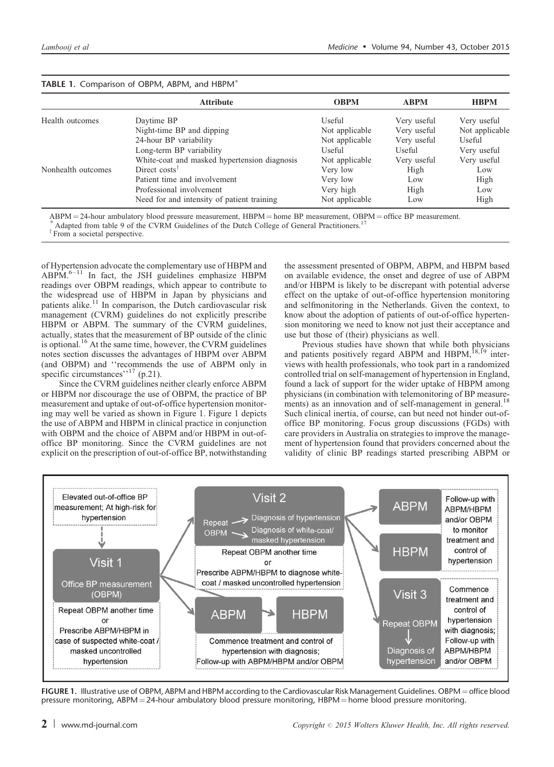**TABLE 1.** Comparison of OBPM, ABPM, and HBPM*

| | Attribute | OBPM | ABPM | HBPM |
|---|---|---|---|---|
| Health outcomes | Daytime BP | Useful | Very useful | Very useful |
| | Night-time BP and dipping | Not applicable | Very useful | Not applicable |
| | 24-hour BP variability | Not applicable | Very useful | Useful |
| | Long-term BP variability | Useful | Useful | Very useful |
| | White-coat and masked hypertension diagnosis | Not applicable | Very useful | Very useful |
| Nonhealth outcomes | Direct costs† | Very low | High | Low |
| | Patient time and involvement | Very low | Low | High |
| | Professional involvement | Very high | High | Low |
| | Need for and intensity of patient training | Not applicable | Low | High |

ABPM = 24-hour ambulatory blood pressure measurement, HBPM = home BP measurement, OBPM = office BP measurement.
* Adapted from table 9 of the CVRM Guidelines of the Dutch College of General Practitioners.[17]
† From a societal perspective.

of Hypertension advocate the complementary use of HBPM and ABPM.[6–11] In fact, the JSH guidelines emphasize HBPM readings over OBPM readings, which appear to contribute to the widespread use of HBPM in Japan by physicians and patients alike.[11] In comparison, the Dutch cardiovascular risk management (CVRM) guidelines do not explicitly prescribe HBPM or ABPM. The summary of the CVRM guidelines, actually, states that the measurement of BP outside of the clinic is optional.[16] At the same time, however, the CVRM guidelines notes section discusses the advantages of HBPM over ABPM (and OBPM) and ''recommends the use of ABPM only in specific circumstances''[17] (p.21).

Since the CVRM guidelines neither clearly enforce ABPM or HBPM nor discourage the use of OBPM, the practice of BP measurement and uptake of out-of-office hypertension monitoring may well be varied as shown in Figure 1. Figure 1 depicts the use of ABPM and HBPM in clinical practice in conjunction with OBPM and the choice of ABPM and/or HBPM in out-of-office BP monitoring. Since the CVRM guidelines are not explicit on the prescription of out-of-office BP, notwithstanding the assessment presented of OBPM, ABPM, and HBPM based on available evidence, the onset and degree of use of ABPM and/or HBPM is likely to be discrepant with potential adverse effect on the uptake of out-of-office hypertension monitoring and selfmonitoring in the Netherlands. Given the context, to know about the adoption of patients of out-of-office hypertension monitoring we need to know not just their acceptance and use but those of (their) physicians as well.

Previous studies have shown that while both physicians and patients positively regard ABPM and HBPM,[18,19] interviews with health professionals, who took part in a randomized controlled trial on self-management of hypertension in England, found a lack of support for the wider uptake of HBPM among physicians (in combination with telemonitoring of BP measurements) as an innovation and of self-management in general.[18] Such clinical inertia, of course, can but need not hinder out-of-office BP monitoring. Focus group discussions (FGDs) with care providers in Australia on strategies to improve the management of hypertension found that providers concerned about the validity of clinic BP readings started prescribing ABPM or

**FIGURE 1.** Illustrative use of OBPM, ABPM and HBPM according to the Cardiovascular Risk Management Guidelines. OBPM = office blood pressure monitoring, ABPM = 24-hour ambulatory blood pressure monitoring, HBPM = home blood pressure monitoring.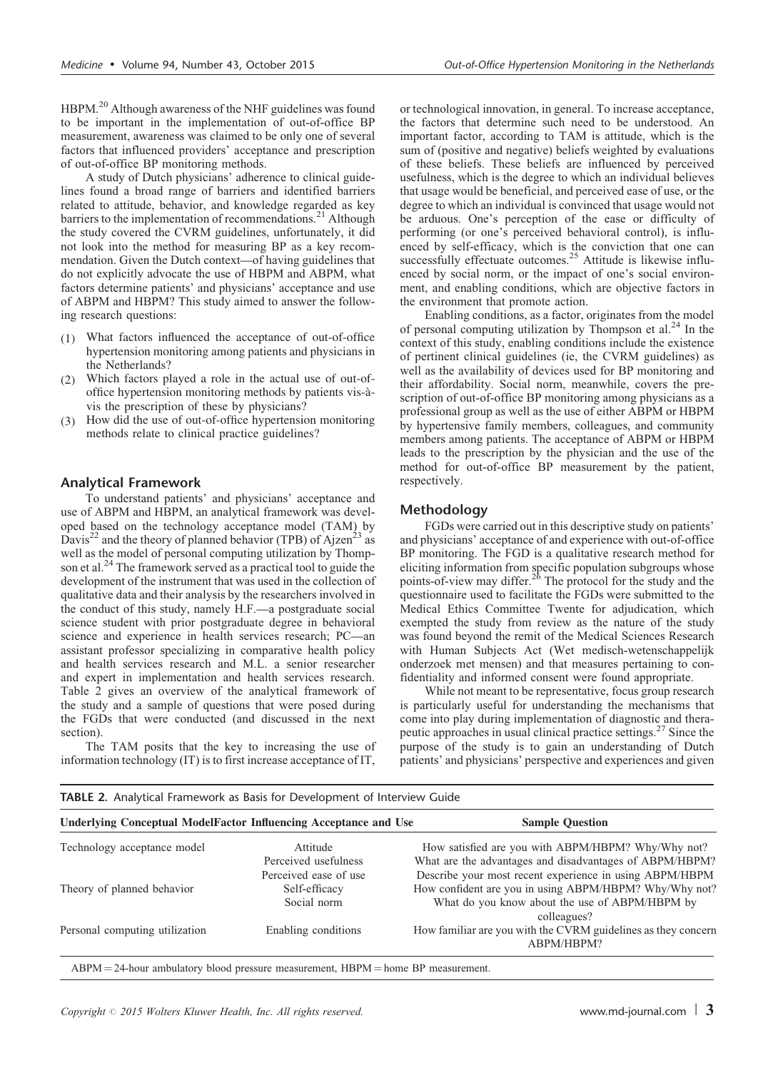HBPM.[20] Although awareness of the NHF guidelines was found to be important in the implementation of out-of-office BP measurement, awareness was claimed to be only one of several factors that influenced providers' acceptance and prescription of out-of-office BP monitoring methods.

A study of Dutch physicians' adherence to clinical guidelines found a broad range of barriers and identified barriers related to attitude, behavior, and knowledge regarded as key barriers to the implementation of recommendations.[21] Although the study covered the CVRM guidelines, unfortunately, it did not look into the method for measuring BP as a key recommendation. Given the Dutch context—of having guidelines that do not explicitly advocate the use of HBPM and ABPM, what factors determine patients' and physicians' acceptance and use of ABPM and HBPM? This study aimed to answer the following research questions:

(1) What factors influenced the acceptance of out-of-office hypertension monitoring among patients and physicians in the Netherlands?
(2) Which factors played a role in the actual use of out-of-office hypertension monitoring methods by patients vis-à-vis the prescription of these by physicians?
(3) How did the use of out-of-office hypertension monitoring methods relate to clinical practice guidelines?

## Analytical Framework

To understand patients' and physicians' acceptance and use of ABPM and HBPM, an analytical framework was developed based on the technology acceptance model (TAM) by Davis[22] and the theory of planned behavior (TPB) of Ajzen[23] as well as the model of personal computing utilization by Thompson et al.[24] The framework served as a practical tool to guide the development of the instrument that was used in the collection of qualitative data and their analysis by the researchers involved in the conduct of this study, namely H.F.—a postgraduate social science student with prior postgraduate degree in behavioral science and experience in health services research; PC—an assistant professor specializing in comparative health policy and health services research and M.L. a senior researcher and expert in implementation and health services research. Table 2 gives an overview of the analytical framework of the study and a sample of questions that were posed during the FGDs that were conducted (and discussed in the next section).

The TAM posits that the key to increasing the use of information technology (IT) is to first increase acceptance of IT, or technological innovation, in general. To increase acceptance, the factors that determine such need to be understood. An important factor, according to TAM is attitude, which is the sum of (positive and negative) beliefs weighted by evaluations of these beliefs. These beliefs are influenced by perceived usefulness, which is the degree to which an individual believes that usage would be beneficial, and perceived ease of use, or the degree to which an individual is convinced that usage would not be arduous. One's perception of the ease or difficulty of performing (or one's perceived behavioral control), is influenced by self-efficacy, which is the conviction that one can successfully effectuate outcomes.[25] Attitude is likewise influenced by social norm, or the impact of one's social environment, and enabling conditions, which are objective factors in the environment that promote action.

Enabling conditions, as a factor, originates from the model of personal computing utilization by Thompson et al.[24] In the context of this study, enabling conditions include the existence of pertinent clinical guidelines (ie, the CVRM guidelines) as well as the availability of devices used for BP monitoring and their affordability. Social norm, meanwhile, covers the prescription of out-of-office BP monitoring among physicians as a professional group as well as the use of either ABPM or HBPM by hypertensive family members, colleagues, and community members among patients. The acceptance of ABPM or HBPM leads to the prescription by the physician and the use of the method for out-of-office BP measurement by the patient, respectively.

## Methodology

FGDs were carried out in this descriptive study on patients' and physicians' acceptance of and experience with out-of-office BP monitoring. The FGD is a qualitative research method for eliciting information from specific population subgroups whose points-of-view may differ.[26] The protocol for the study and the questionnaire used to facilitate the FGDs were submitted to the Medical Ethics Committee Twente for adjudication, which exempted the study from review as the nature of the study was found beyond the remit of the Medical Sciences Research with Human Subjects Act (Wet medisch-wetenschappelijk onderzoek met mensen) and that measures pertaining to confidentiality and informed consent were found appropriate.

While not meant to be representative, focus group research is particularly useful for understanding the mechanisms that come into play during implementation of diagnostic and therapeutic approaches in usual clinical practice settings.[27] Since the purpose of the study is to gain an understanding of Dutch patients' and physicians' perspective and experiences and given

**TABLE 2.** Analytical Framework as Basis for Development of Interview Guide

| Underlying Conceptual Model | Factor Influencing Acceptance and Use | Sample Question |
|---|---|---|
| Technology acceptance model | Attitude | How satisfied are you with ABPM/HBPM? Why/Why not? |
| | Perceived usefulness | What are the advantages and disadvantages of ABPM/HBPM? |
| | Perceived ease of use | Describe your most recent experience in using ABPM/HBPM |
| Theory of planned behavior | Self-efficacy | How confident are you in using ABPM/HBPM? Why/Why not? |
| | Social norm | What do you know about the use of ABPM/HBPM by colleagues? |
| Personal computing utilization | Enabling conditions | How familiar are you with the CVRM guidelines as they concern ABPM/HBPM? |

ABPM = 24-hour ambulatory blood pressure measurement, HBPM = home BP measurement.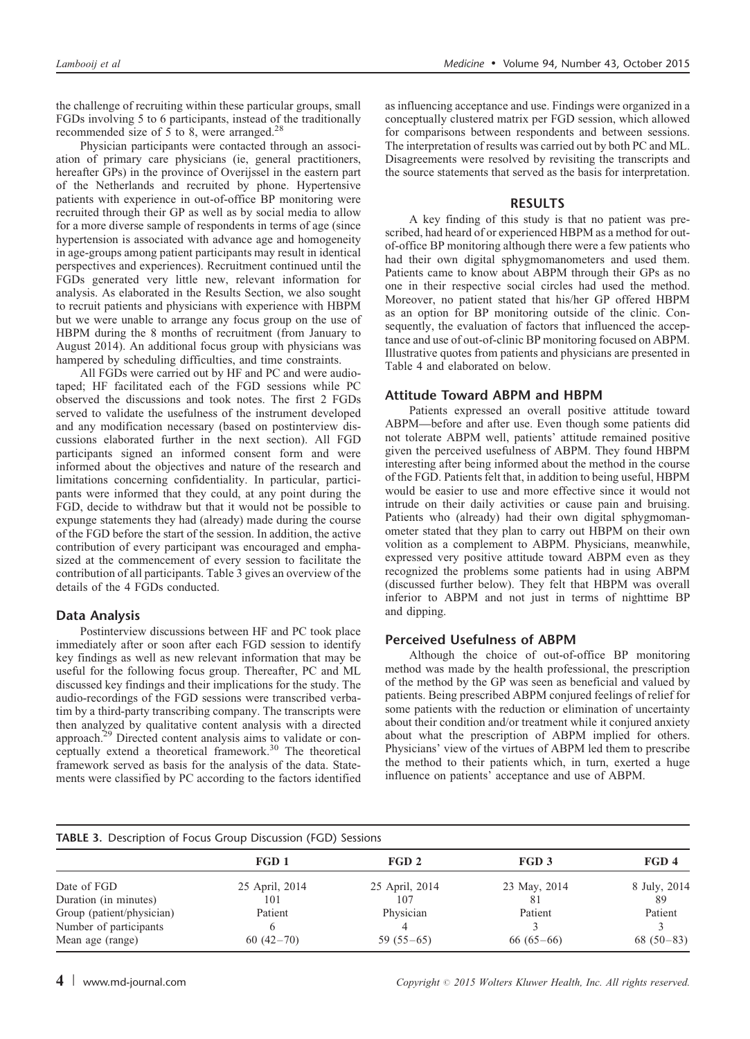the challenge of recruiting within these particular groups, small FGDs involving 5 to 6 participants, instead of the traditionally recommended size of 5 to 8, were arranged.[28]

Physician participants were contacted through an association of primary care physicians (ie, general practitioners, hereafter GPs) in the province of Overijssel in the eastern part of the Netherlands and recruited by phone. Hypertensive patients with experience in out-of-office BP monitoring were recruited through their GP as well as by social media to allow for a more diverse sample of respondents in terms of age (since hypertension is associated with advance age and homogeneity in age-groups among patient participants may result in identical perspectives and experiences). Recruitment continued until the FGDs generated very little new, relevant information for analysis. As elaborated in the Results Section, we also sought to recruit patients and physicians with experience with HBPM but we were unable to arrange any focus group on the use of HBPM during the 8 months of recruitment (from January to August 2014). An additional focus group with physicians was hampered by scheduling difficulties, and time constraints.

All FGDs were carried out by HF and PC and were audio-taped; HF facilitated each of the FGD sessions while PC observed the discussions and took notes. The first 2 FGDs served to validate the usefulness of the instrument developed and any modification necessary (based on postinterview discussions elaborated further in the next section). All FGD participants signed an informed consent form and were informed about the objectives and nature of the research and limitations concerning confidentiality. In particular, participants were informed that they could, at any point during the FGD, decide to withdraw but that it would not be possible to expunge statements they had (already) made during the course of the FGD before the start of the session. In addition, the active contribution of every participant was encouraged and emphasized at the commencement of every session to facilitate the contribution of all participants. Table 3 gives an overview of the details of the 4 FGDs conducted.

### Data Analysis

Postinterview discussions between HF and PC took place immediately after or soon after each FGD session to identify key findings as well as new relevant information that may be useful for the following focus group. Thereafter, PC and ML discussed key findings and their implications for the study. The audio-recordings of the FGD sessions were transcribed verbatim by a third-party transcribing company. The transcripts were then analyzed by qualitative content analysis with a directed approach.[29] Directed content analysis aims to validate or conceptually extend a theoretical framework.[30] The theoretical framework served as basis for the analysis of the data. Statements were classified by PC according to the factors identified as influencing acceptance and use. Findings were organized in a conceptually clustered matrix per FGD session, which allowed for comparisons between respondents and between sessions. The interpretation of results was carried out by both PC and ML. Disagreements were resolved by revisiting the transcripts and the source statements that served as the basis for interpretation.

## RESULTS

A key finding of this study is that no patient was prescribed, had heard of or experienced HBPM as a method for out-of-office BP monitoring although there were a few patients who had their own digital sphygmomanometers and used them. Patients came to know about ABPM through their GPs as no one in their respective social circles had used the method. Moreover, no patient stated that his/her GP offered HBPM as an option for BP monitoring outside of the clinic. Consequently, the evaluation of factors that influenced the acceptance and use of out-of-clinic BP monitoring focused on ABPM. Illustrative quotes from patients and physicians are presented in Table 4 and elaborated on below.

### Attitude Toward ABPM and HBPM

Patients expressed an overall positive attitude toward ABPM—before and after use. Even though some patients did not tolerate ABPM well, patients' attitude remained positive given the perceived usefulness of ABPM. They found HBPM interesting after being informed about the method in the course of the FGD. Patients felt that, in addition to being useful, HBPM would be easier to use and more effective since it would not intrude on their daily activities or cause pain and bruising. Patients who (already) had their own digital sphygmomanometer stated that they plan to carry out HBPM on their own volition as a complement to ABPM. Physicians, meanwhile, expressed very positive attitude toward ABPM even as they recognized the problems some patients had in using ABPM (discussed further below). They felt that HBPM was overall inferior to ABPM and not just in terms of nighttime BP and dipping.

### Perceived Usefulness of ABPM

Although the choice of out-of-office BP monitoring method was made by the health professional, the prescription of the method by the GP was seen as beneficial and valued by patients. Being prescribed ABPM conjured feelings of relief for some patients with the reduction or elimination of uncertainty about their condition and/or treatment while it conjured anxiety about what the prescription of ABPM implied for others. Physicians' view of the virtues of ABPM led them to prescribe the method to their patients which, in turn, exerted a huge influence on patients' acceptance and use of ABPM.

**TABLE 3.** Description of Focus Group Discussion (FGD) Sessions

| | FGD 1 | FGD 2 | FGD 3 | FGD 4 |
|---|---|---|---|---|
| Date of FGD | 25 April, 2014 | 25 April, 2014 | 23 May, 2014 | 8 July, 2014 |
| Duration (in minutes) | 101 | 107 | 81 | 89 |
| Group (patient/physician) | Patient | Physician | Patient | Patient |
| Number of participants | 6 | 4 | 3 | 3 |
| Mean age (range) | 60 (42–70) | 59 (55–65) | 66 (65–66) | 68 (50–83) |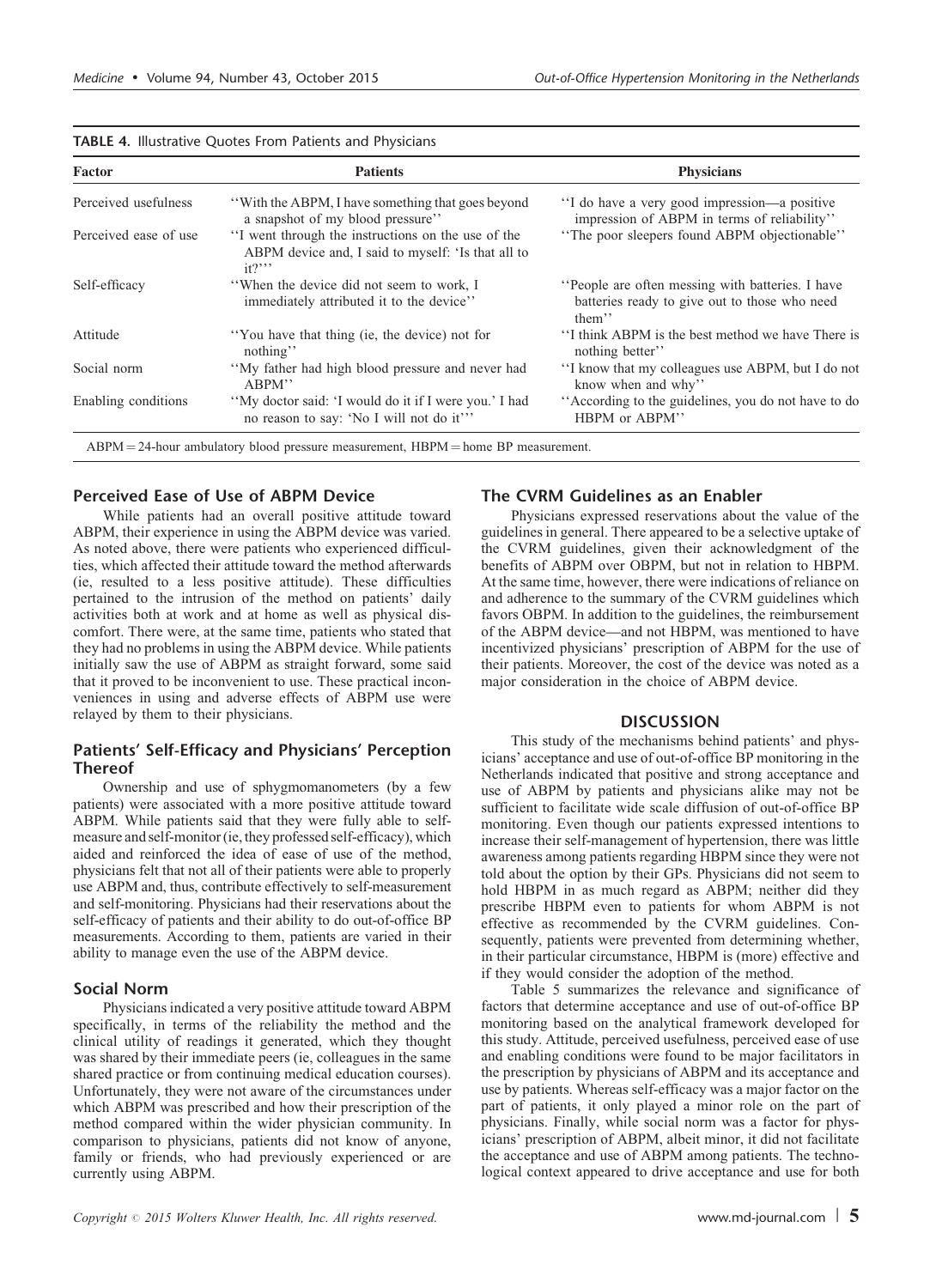**TABLE 4.** Illustrative Quotes From Patients and Physicians

| Factor | Patients | Physicians |
|---|---|---|
| Perceived usefulness | ''With the ABPM, I have something that goes beyond a snapshot of my blood pressure'' | ''I do have a very good impression—a positive impression of ABPM in terms of reliability'' |
| Perceived ease of use | ''I went through the instructions on the use of the ABPM device and, I said to myself: 'Is that all to it?''' | ''The poor sleepers found ABPM objectionable'' |
| Self-efficacy | ''When the device did not seem to work, I immediately attributed it to the device'' | ''People are often messing with batteries. I have batteries ready to give out to those who need them'' |
| Attitude | ''You have that thing (ie, the device) not for nothing'' | ''I think ABPM is the best method we have There is nothing better'' |
| Social norm | ''My father had high blood pressure and never had ABPM'' | ''I know that my colleagues use ABPM, but I do not know when and why'' |
| Enabling conditions | ''My doctor said: 'I would do it if I were you.' I had no reason to say: 'No I will not do it''' | ''According to the guidelines, you do not have to do HBPM or ABPM'' |

ABPM = 24-hour ambulatory blood pressure measurement, HBPM = home BP measurement.

## Perceived Ease of Use of ABPM Device

While patients had an overall positive attitude toward ABPM, their experience in using the ABPM device was varied. As noted above, there were patients who experienced difficulties, which affected their attitude toward the method afterwards (ie, resulted to a less positive attitude). These difficulties pertained to the intrusion of the method on patients' daily activities both at work and at home as well as physical discomfort. There were, at the same time, patients who stated that they had no problems in using the ABPM device. While patients initially saw the use of ABPM as straight forward, some said that it proved to be inconvenient to use. These practical inconveniences in using and adverse effects of ABPM use were relayed by them to their physicians.

## Patients' Self-Efficacy and Physicians' Perception Thereof

Ownership and use of sphygmomanometers (by a few patients) were associated with a more positive attitude toward ABPM. While patients said that they were fully able to self-measure and self-monitor (ie, they professed self-efficacy), which aided and reinforced the idea of ease of use of the method, physicians felt that not all of their patients were able to properly use ABPM and, thus, contribute effectively to self-measurement and self-monitoring. Physicians had their reservations about the self-efficacy of patients and their ability to do out-of-office BP measurements. According to them, patients are varied in their ability to manage even the use of the ABPM device.

## Social Norm

Physicians indicated a very positive attitude toward ABPM specifically, in terms of the reliability the method and the clinical utility of readings it generated, which they thought was shared by their immediate peers (ie, colleagues in the same shared practice or from continuing medical education courses). Unfortunately, they were not aware of the circumstances under which ABPM was prescribed and how their prescription of the method compared within the wider physician community. In comparison to physicians, patients did not know of anyone, family or friends, who had previously experienced or are currently using ABPM.

## The CVRM Guidelines as an Enabler

Physicians expressed reservations about the value of the guidelines in general. There appeared to be a selective uptake of the CVRM guidelines, given their acknowledgment of the benefits of ABPM over OBPM, but not in relation to HBPM. At the same time, however, there were indications of reliance on and adherence to the summary of the CVRM guidelines which favors OBPM. In addition to the guidelines, the reimbursement of the ABPM device—and not HBPM, was mentioned to have incentivized physicians' prescription of ABPM for the use of their patients. Moreover, the cost of the device was noted as a major consideration in the choice of ABPM device.

# DISCUSSION

This study of the mechanisms behind patients' and physicians' acceptance and use of out-of-office BP monitoring in the Netherlands indicated that positive and strong acceptance and use of ABPM by patients and physicians alike may not be sufficient to facilitate wide scale diffusion of out-of-office BP monitoring. Even though our patients expressed intentions to increase their self-management of hypertension, there was little awareness among patients regarding HBPM since they were not told about the option by their GPs. Physicians did not seem to hold HBPM in as much regard as ABPM; neither did they prescribe HBPM even to patients for whom ABPM is not effective as recommended by the CVRM guidelines. Consequently, patients were prevented from determining whether, in their particular circumstance, HBPM is (more) effective and if they would consider the adoption of the method.

Table 5 summarizes the relevance and significance of factors that determine acceptance and use of out-of-office BP monitoring based on the analytical framework developed for this study. Attitude, perceived usefulness, perceived ease of use and enabling conditions were found to be major facilitators in the prescription by physicians of ABPM and its acceptance and use by patients. Whereas self-efficacy was a major factor on the part of patients, it only played a minor role on the part of physicians. Finally, while social norm was a factor for physicians' prescription of ABPM, albeit minor, it did not facilitate the acceptance and use of ABPM among patients. The technological context appeared to drive acceptance and use for both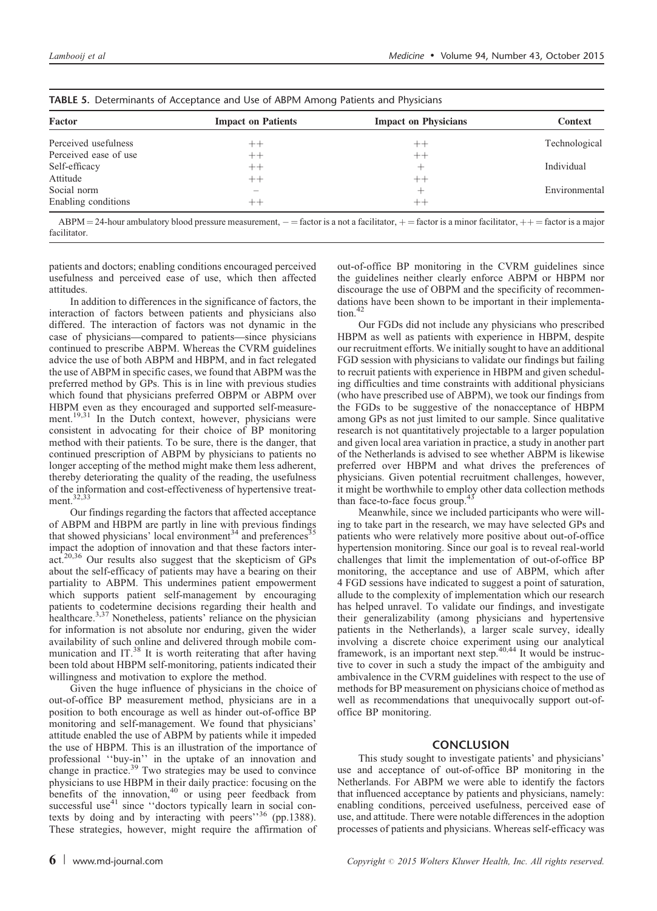**TABLE 5.** Determinants of Acceptance and Use of ABPM Among Patients and Physicians

| Factor | Impact on Patients | Impact on Physicians | Context |
|---|---|---|---|
| Perceived usefulness | ++ | ++ | Technological |
| Perceived ease of use | ++ | ++ | |
| Self-efficacy | ++ | + | Individual |
| Attitude | ++ | ++ | |
| Social norm | − | + | Environmental |
| Enabling conditions | ++ | ++ | |

ABPM = 24-hour ambulatory blood pressure measurement, − = factor is a not a facilitator, + = factor is a minor facilitator, ++ = factor is a major facilitator.

patients and doctors; enabling conditions encouraged perceived usefulness and perceived ease of use, which then affected attitudes.

In addition to differences in the significance of factors, the interaction of factors between patients and physicians also differed. The interaction of factors was not dynamic in the case of physicians—compared to patients—since physicians continued to prescribe ABPM. Whereas the CVRM guidelines advice the use of both ABPM and HBPM, and in fact relegated the use of ABPM in specific cases, we found that ABPM was the preferred method by GPs. This is in line with previous studies which found that physicians preferred OBPM or ABPM over HBPM even as they encouraged and supported self-measurement.[19,31] In the Dutch context, however, physicians were consistent in advocating for their choice of BP monitoring method with their patients. To be sure, there is the danger, that continued prescription of ABPM by physicians to patients no longer accepting of the method might make them less adherent, thereby deteriorating the quality of the reading, the usefulness of the information and cost-effectiveness of hypertensive treatment.[32,33]

Our findings regarding the factors that affected acceptance of ABPM and HBPM are partly in line with previous findings that showed physicians' local environment[34] and preferences[35] impact the adoption of innovation and that these factors interact.[20,36] Our results also suggest that the skepticism of GPs about the self-efficacy of patients may have a bearing on their partiality to ABPM. This undermines patient empowerment which supports patient self-management by encouraging patients to codetermine decisions regarding their health and healthcare.[3,37] Nonetheless, patients' reliance on the physician for information is not absolute nor enduring, given the wider availability of such online and delivered through mobile communication and IT.[38] It is worth reiterating that after having been told about HBPM self-monitoring, patients indicated their willingness and motivation to explore the method.

Given the huge influence of physicians in the choice of out-of-office BP measurement method, physicians are in a position to both encourage as well as hinder out-of-office BP monitoring and self-management. We found that physicians' attitude enabled the use of ABPM by patients while it impeded the use of HBPM. This is an illustration of the importance of professional ''buy-in'' in the uptake of an innovation and change in practice.[39] Two strategies may be used to convince physicians to use HBPM in their daily practice: focusing on the benefits of the innovation,[40] or using peer feedback from successful use[41] since ''doctors typically learn in social contexts by doing and by interacting with peers''[36] (pp.1388). These strategies, however, might require the affirmation of out-of-office BP monitoring in the CVRM guidelines since the guidelines neither clearly enforce ABPM or HBPM nor discourage the use of OBPM and the specificity of recommendations have been shown to be important in their implementation.[42]

Our FGDs did not include any physicians who prescribed HBPM as well as patients with experience in HBPM, despite our recruitment efforts. We initially sought to have an additional FGD session with physicians to validate our findings but failing to recruit patients with experience in HBPM and given scheduling difficulties and time constraints with additional physicians (who have prescribed use of ABPM), we took our findings from the FGDs to be suggestive of the nonacceptance of HBPM among GPs as not just limited to our sample. Since qualitative research is not quantitatively projectable to a larger population and given local area variation in practice, a study in another part of the Netherlands is advised to see whether ABPM is likewise preferred over HBPM and what drives the preferences of physicians. Given potential recruitment challenges, however, it might be worthwhile to employ other data collection methods than face-to-face focus group.[43]

Meanwhile, since we included participants who were willing to take part in the research, we may have selected GPs and patients who were relatively more positive about out-of-office hypertension monitoring. Since our goal is to reveal real-world challenges that limit the implementation of out-of-office BP monitoring, the acceptance and use of ABPM, which after 4 FGD sessions have indicated to suggest a point of saturation, allude to the complexity of implementation which our research has helped unravel. To validate our findings, and investigate their generalizability (among physicians and hypertensive patients in the Netherlands), a larger scale survey, ideally involving a discrete choice experiment using our analytical framework, is an important next step.[40,44] It would be instructive to cover in such a study the impact of the ambiguity and ambivalence in the CVRM guidelines with respect to the use of methods for BP measurement on physicians choice of method as well as recommendations that unequivocally support out-of-office BP monitoring.

## CONCLUSION

This study sought to investigate patients' and physicians' use and acceptance of out-of-office BP monitoring in the Netherlands. For ABPM we were able to identify the factors that influenced acceptance by patients and physicians, namely: enabling conditions, perceived usefulness, perceived ease of use, and attitude. There were notable differences in the adoption processes of patients and physicians. Whereas self-efficacy was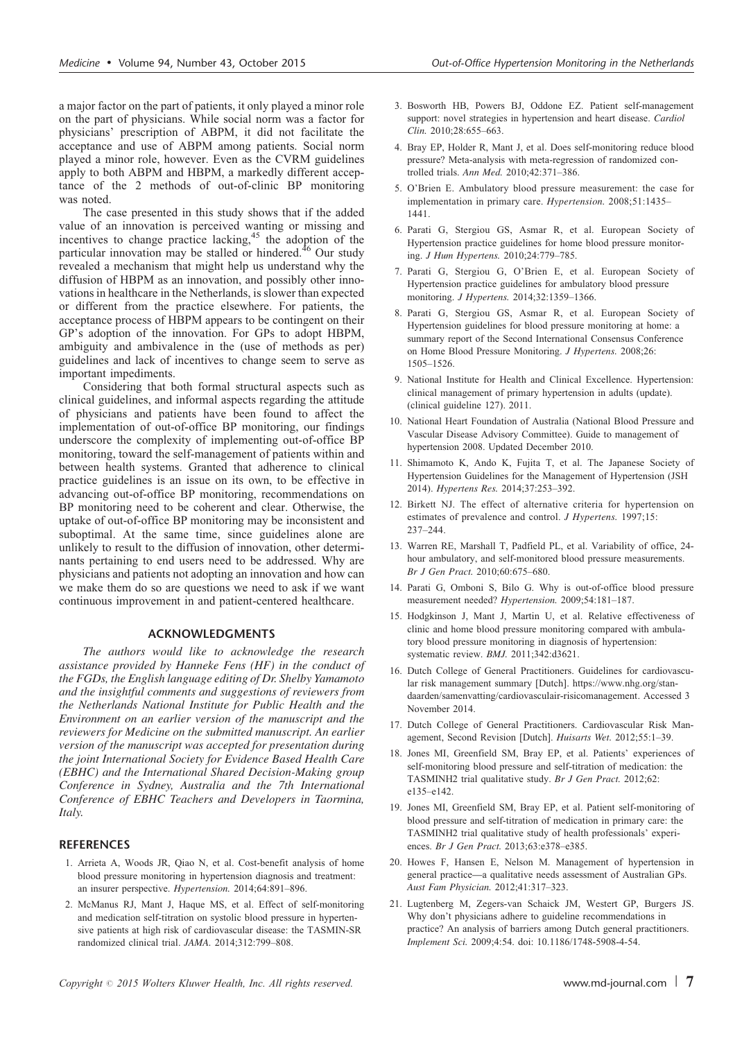a major factor on the part of patients, it only played a minor role on the part of physicians. While social norm was a factor for physicians' prescription of ABPM, it did not facilitate the acceptance and use of ABPM among patients. Social norm played a minor role, however. Even as the CVRM guidelines apply to both ABPM and HBPM, a markedly different acceptance of the 2 methods of out-of-clinic BP monitoring was noted.

The case presented in this study shows that if the added value of an innovation is perceived wanting or missing and incentives to change practice lacking,[45] the adoption of the particular innovation may be stalled or hindered.[46] Our study revealed a mechanism that might help us understand why the diffusion of HBPM as an innovation, and possibly other innovations in healthcare in the Netherlands, is slower than expected or different from the practice elsewhere. For patients, the acceptance process of HBPM appears to be contingent on their GP's adoption of the innovation. For GPs to adopt HBPM, ambiguity and ambivalence in the (use of methods as per) guidelines and lack of incentives to change seem to serve as important impediments.

Considering that both formal structural aspects such as clinical guidelines, and informal aspects regarding the attitude of physicians and patients have been found to affect the implementation of out-of-office BP monitoring, our findings underscore the complexity of implementing out-of-office BP monitoring, toward the self-management of patients within and between health systems. Granted that adherence to clinical practice guidelines is an issue on its own, to be effective in advancing out-of-office BP monitoring, recommendations on BP monitoring need to be coherent and clear. Otherwise, the uptake of out-of-office BP monitoring may be inconsistent and suboptimal. At the same time, since guidelines alone are unlikely to result to the diffusion of innovation, other determinants pertaining to end users need to be addressed. Why are physicians and patients not adopting an innovation and how can we make them do so are questions we need to ask if we want continuous improvement in and patient-centered healthcare.

## ACKNOWLEDGMENTS

*The authors would like to acknowledge the research assistance provided by Hanneke Fens (HF) in the conduct of the FGDs, the English language editing of Dr. Shelby Yamamoto and the insightful comments and suggestions of reviewers from the Netherlands National Institute for Public Health and the Environment on an earlier version of the manuscript and the reviewers for Medicine on the submitted manuscript. An earlier version of the manuscript was accepted for presentation during the joint International Society for Evidence Based Health Care (EBHC) and the International Shared Decision-Making group Conference in Sydney, Australia and the 7th International Conference of EBHC Teachers and Developers in Taormina, Italy.*

## REFERENCES

1. Arrieta A, Woods JR, Qiao N, et al. Cost-benefit analysis of home blood pressure monitoring in hypertension diagnosis and treatment: an insurer perspective. *Hypertension.* 2014;64:891–896.
2. McManus RJ, Mant J, Haque MS, et al. Effect of self-monitoring and medication self-titration on systolic blood pressure in hypertensive patients at high risk of cardiovascular disease: the TASMIN-SR randomized clinical trial. *JAMA.* 2014;312:799–808.
3. Bosworth HB, Powers BJ, Oddone EZ. Patient self-management support: novel strategies in hypertension and heart disease. *Cardiol Clin.* 2010;28:655–663.
4. Bray EP, Holder R, Mant J, et al. Does self-monitoring reduce blood pressure? Meta-analysis with meta-regression of randomized controlled trials. *Ann Med.* 2010;42:371–386.
5. O'Brien E. Ambulatory blood pressure measurement: the case for implementation in primary care. *Hypertension.* 2008;51:1435–1441.
6. Parati G, Stergiou GS, Asmar R, et al. European Society of Hypertension practice guidelines for home blood pressure monitoring. *J Hum Hypertens.* 2010;24:779–785.
7. Parati G, Stergiou G, O'Brien E, et al. European Society of Hypertension practice guidelines for ambulatory blood pressure monitoring. *J Hypertens.* 2014;32:1359–1366.
8. Parati G, Stergiou GS, Asmar R, et al. European Society of Hypertension guidelines for blood pressure monitoring at home: a summary report of the Second International Consensus Conference on Home Blood Pressure Monitoring. *J Hypertens.* 2008;26: 1505–1526.
9. National Institute for Health and Clinical Excellence. Hypertension: clinical management of primary hypertension in adults (update). (clinical guideline 127). 2011.
10. National Heart Foundation of Australia (National Blood Pressure and Vascular Disease Advisory Committee). Guide to management of hypertension 2008. Updated December 2010.
11. Shimamoto K, Ando K, Fujita T, et al. The Japanese Society of Hypertension Guidelines for the Management of Hypertension (JSH 2014). *Hypertens Res.* 2014;37:253–392.
12. Birkett NJ. The effect of alternative criteria for hypertension on estimates of prevalence and control. *J Hypertens.* 1997;15: 237–244.
13. Warren RE, Marshall T, Padfield PL, et al. Variability of office, 24-hour ambulatory, and self-monitored blood pressure measurements. *Br J Gen Pract.* 2010;60:675–680.
14. Parati G, Omboni S, Bilo G. Why is out-of-office blood pressure measurement needed? *Hypertension.* 2009;54:181–187.
15. Hodgkinson J, Mant J, Martin U, et al. Relative effectiveness of clinic and home blood pressure monitoring compared with ambulatory blood pressure monitoring in diagnosis of hypertension: systematic review. *BMJ.* 2011;342:d3621.
16. Dutch College of General Practitioners. Guidelines for cardiovascular risk management summary [Dutch]. https://www.nhg.org/standaarden/samenvatting/cardiovasculair-risicomanagement. Accessed 3 November 2014.
17. Dutch College of General Practitioners. Cardiovascular Risk Management, Second Revision [Dutch]. *Huisarts Wet.* 2012;55:1–39.
18. Jones MI, Greenfield SM, Bray EP, et al. Patients' experiences of self-monitoring blood pressure and self-titration of medication: the TASMINH2 trial qualitative study. *Br J Gen Pract.* 2012;62: e135–e142.
19. Jones MI, Greenfield SM, Bray EP, et al. Patient self-monitoring of blood pressure and self-titration of medication in primary care: the TASMINH2 trial qualitative study of health professionals' experiences. *Br J Gen Pract.* 2013;63:e378–e385.
20. Howes F, Hansen E, Nelson M. Management of hypertension in general practice—a qualitative needs assessment of Australian GPs. *Aust Fam Physician.* 2012;41:317–323.
21. Lugtenberg M, Zegers-van Schaick JM, Westert GP, Burgers JS. Why don't physicians adhere to guideline recommendations in practice? An analysis of barriers among Dutch general practitioners. *Implement Sci.* 2009;4:54. doi: 10.1186/1748-5908-4-54.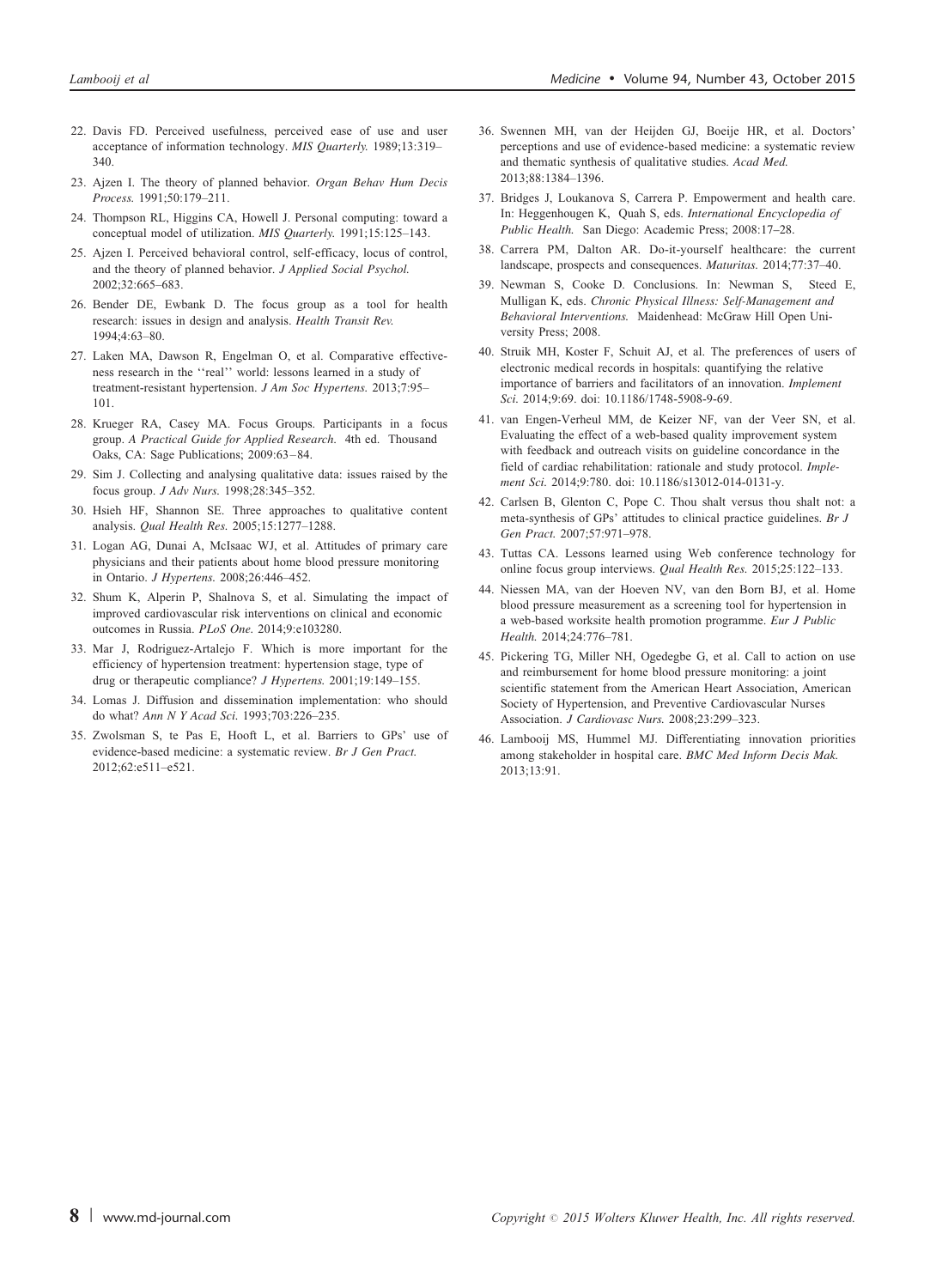22. Davis FD. Perceived usefulness, perceived ease of use and user acceptance of information technology. *MIS Quarterly.* 1989;13:319–340.
23. Ajzen I. The theory of planned behavior. *Organ Behav Hum Decis Process.* 1991;50:179–211.
24. Thompson RL, Higgins CA, Howell J. Personal computing: toward a conceptual model of utilization. *MIS Quarterly.* 1991;15:125–143.
25. Ajzen I. Perceived behavioral control, self-efficacy, locus of control, and the theory of planned behavior. *J Applied Social Psychol.* 2002;32:665–683.
26. Bender DE, Ewbank D. The focus group as a tool for health research: issues in design and analysis. *Health Transit Rev.* 1994;4:63–80.
27. Laken MA, Dawson R, Engelman O, et al. Comparative effectiveness research in the ''real'' world: lessons learned in a study of treatment-resistant hypertension. *J Am Soc Hypertens.* 2013;7:95–101.
28. Krueger RA, Casey MA. Focus Groups. Participants in a focus group. *A Practical Guide for Applied Research.* 4th ed. Thousand Oaks, CA: Sage Publications; 2009:63–84.
29. Sim J. Collecting and analysing qualitative data: issues raised by the focus group. *J Adv Nurs.* 1998;28:345–352.
30. Hsieh HF, Shannon SE. Three approaches to qualitative content analysis. *Qual Health Res.* 2005;15:1277–1288.
31. Logan AG, Dunai A, McIsaac WJ, et al. Attitudes of primary care physicians and their patients about home blood pressure monitoring in Ontario. *J Hypertens.* 2008;26:446–452.
32. Shum K, Alperin P, Shalnova S, et al. Simulating the impact of improved cardiovascular risk interventions on clinical and economic outcomes in Russia. *PLoS One.* 2014;9:e103280.
33. Mar J, Rodriguez-Artalejo F. Which is more important for the efficiency of hypertension treatment: hypertension stage, type of drug or therapeutic compliance? *J Hypertens.* 2001;19:149–155.
34. Lomas J. Diffusion and dissemination implementation: who should do what? *Ann N Y Acad Sci.* 1993;703:226–235.
35. Zwolsman S, te Pas E, Hooft L, et al. Barriers to GPs' use of evidence-based medicine: a systematic review. *Br J Gen Pract.* 2012;62:e511–e521.
36. Swennen MH, van der Heijden GJ, Boeije HR, et al. Doctors' perceptions and use of evidence-based medicine: a systematic review and thematic synthesis of qualitative studies. *Acad Med.* 2013;88:1384–1396.
37. Bridges J, Loukanova S, Carrera P. Empowerment and health care. In: Heggenhougen K, Quah S, eds. *International Encyclopedia of Public Health.* San Diego: Academic Press; 2008:17–28.
38. Carrera PM, Dalton AR. Do-it-yourself healthcare: the current landscape, prospects and consequences. *Maturitas.* 2014;77:37–40.
39. Newman S, Cooke D. Conclusions. In: Newman S, Steed E, Mulligan K, eds. *Chronic Physical Illness: Self-Management and Behavioral Interventions.* Maidenhead: McGraw Hill Open University Press; 2008.
40. Struik MH, Koster F, Schuit AJ, et al. The preferences of users of electronic medical records in hospitals: quantifying the relative importance of barriers and facilitators of an innovation. *Implement Sci.* 2014;9:69. doi: 10.1186/1748-5908-9-69.
41. van Engen-Verheul MM, de Keizer NF, van der Veer SN, et al. Evaluating the effect of a web-based quality improvement system with feedback and outreach visits on guideline concordance in the field of cardiac rehabilitation: rationale and study protocol. *Implement Sci.* 2014;9:780. doi: 10.1186/s13012-014-0131-y.
42. Carlsen B, Glenton C, Pope C. Thou shalt versus thou shalt not: a meta-synthesis of GPs' attitudes to clinical practice guidelines. *Br J Gen Pract.* 2007;57:971–978.
43. Tuttas CA. Lessons learned using Web conference technology for online focus group interviews. *Qual Health Res.* 2015;25:122–133.
44. Niessen MA, van der Hoeven NV, van den Born BJ, et al. Home blood pressure measurement as a screening tool for hypertension in a web-based worksite health promotion programme. *Eur J Public Health.* 2014;24:776–781.
45. Pickering TG, Miller NH, Ogedegbe G, et al. Call to action on use and reimbursement for home blood pressure monitoring: a joint scientific statement from the American Heart Association, American Society of Hypertension, and Preventive Cardiovascular Nurses Association. *J Cardiovasc Nurs.* 2008;23:299–323.
46. Lambooij MS, Hummel MJ. Differentiating innovation priorities among stakeholder in hospital care. *BMC Med Inform Decis Mak.* 2013;13:91.